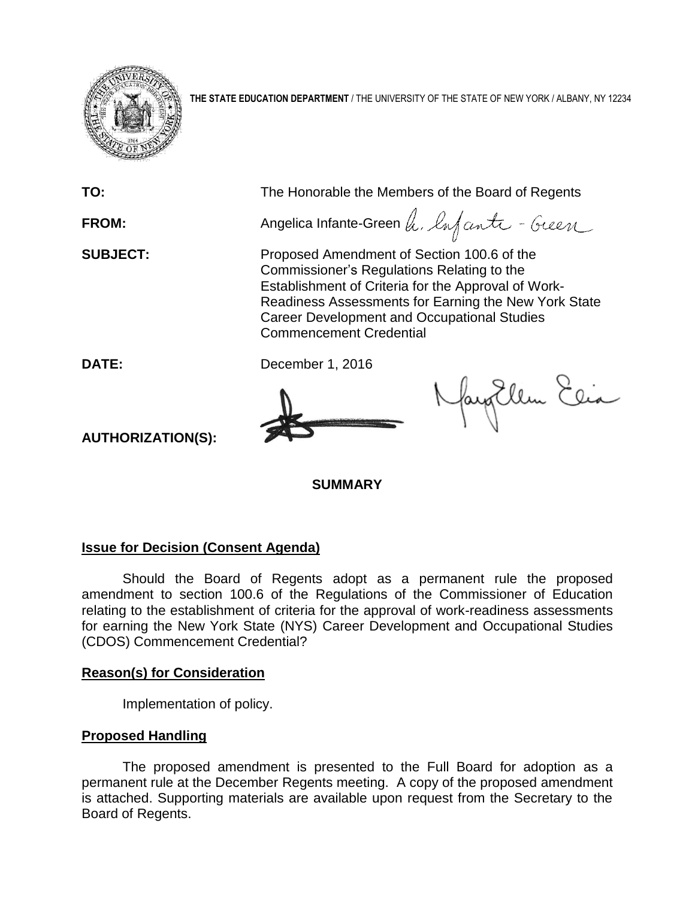**THE STATE EDUCATION DEPARTMENT** / THE UNIVERSITY OF THE STATE OF NEW YORK / ALBANY, NY 12234

**TO:** The Honorable the Members of the Board of Regents

**FROM:** Angelica Infante-Green

**SUBJECT:** Proposed Amendment of Section 100.6 of the Commissioner's Regulations Relating to the Establishment of Criteria for the Approval of Work-Readiness Assessments for Earning the New York State Career Development and Occupational Studies Commencement Credential

**DATE:** December 1, 2016

**AUTHORIZATION(S):**

## SUMMARY

### Issue for Decision (Consent Agenda)

Should the Board of Regents adopt as a permanent rule the proposed amendment to section 100.6 of the Regulations of the Commissioner of Education relating to the establishment of criteria for the approval of work-readiness assessments for earning the New York State (NYS) Career Development and Occupational Studies (CDOS) Commencement Credential?

### Reason(s) for Consideration

Implementation of policy.

### Proposed Handling

The proposed amendment is presented to the Full Board for adoption as a permanent rule at the December Regents meeting. A copy of the proposed amendment is attached. Supporting materials are available upon request from the Secretary to the Board of Regents.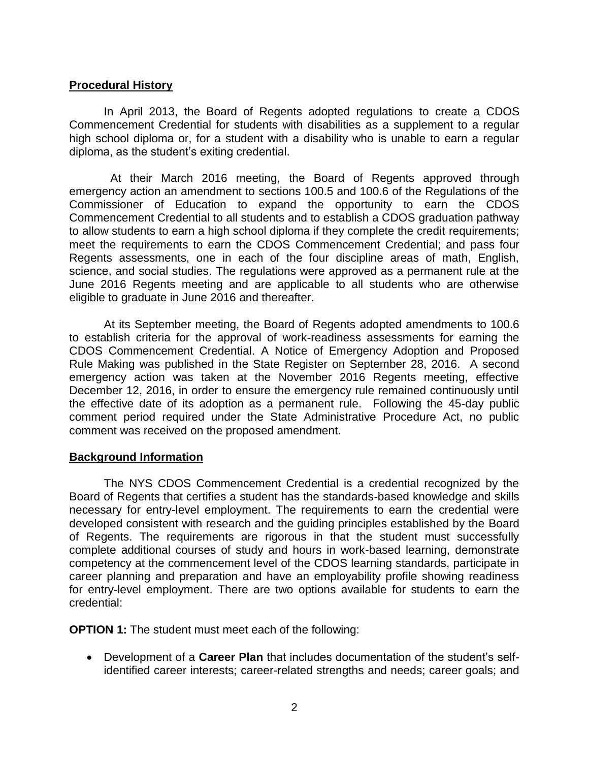**Procedural History**

In April 2013, the Board of Regents adopted regulations to create a CDOS Commencement Credential for students with disabilities as a supplement to a regular high school diploma or, for a student with a disability who is unable to earn a regular diploma, as the student's exiting credential.

At their March 2016 meeting, the Board of Regents approved through emergency action an amendment to sections 100.5 and 100.6 of the Regulations of the Commissioner of Education to expand the opportunity to earn the CDOS Commencement Credential to all students and to establish a CDOS graduation pathway to allow students to earn a high school diploma if they complete the credit requirements; meet the requirements to earn the CDOS Commencement Credential; and pass four Regents assessments, one in each of the four discipline areas of math, English, science, and social studies. The regulations were approved as a permanent rule at the June 2016 Regents meeting and are applicable to all students who are otherwise eligible to graduate in June 2016 and thereafter.

At its September meeting, the Board of Regents adopted amendments to 100.6 to establish criteria for the approval of work-readiness assessments for earning the CDOS Commencement Credential. A Notice of Emergency Adoption and Proposed Rule Making was published in the State Register on September 28, 2016. A second emergency action was taken at the November 2016 Regents meeting, effective December 12, 2016, in order to ensure the emergency rule remained continuously until the effective date of its adoption as a permanent rule. Following the 45-day public comment period required under the State Administrative Procedure Act, no public comment was received on the proposed amendment.

**Background Information**

The NYS CDOS Commencement Credential is a credential recognized by the Board of Regents that certifies a student has the standards-based knowledge and skills necessary for entry-level employment. The requirements to earn the credential were developed consistent with research and the guiding principles established by the Board of Regents. The requirements are rigorous in that the student must successfully complete additional courses of study and hours in work-based learning, demonstrate competency at the commencement level of the CDOS learning standards, participate in career planning and preparation and have an employability profile showing readiness for entry-level employment. There are two options available for students to earn the credential:

**OPTION 1:** The student must meet each of the following:

- Development of a **Career Plan** that includes documentation of the student's self-identified career interests; career-related strengths and needs; career goals; and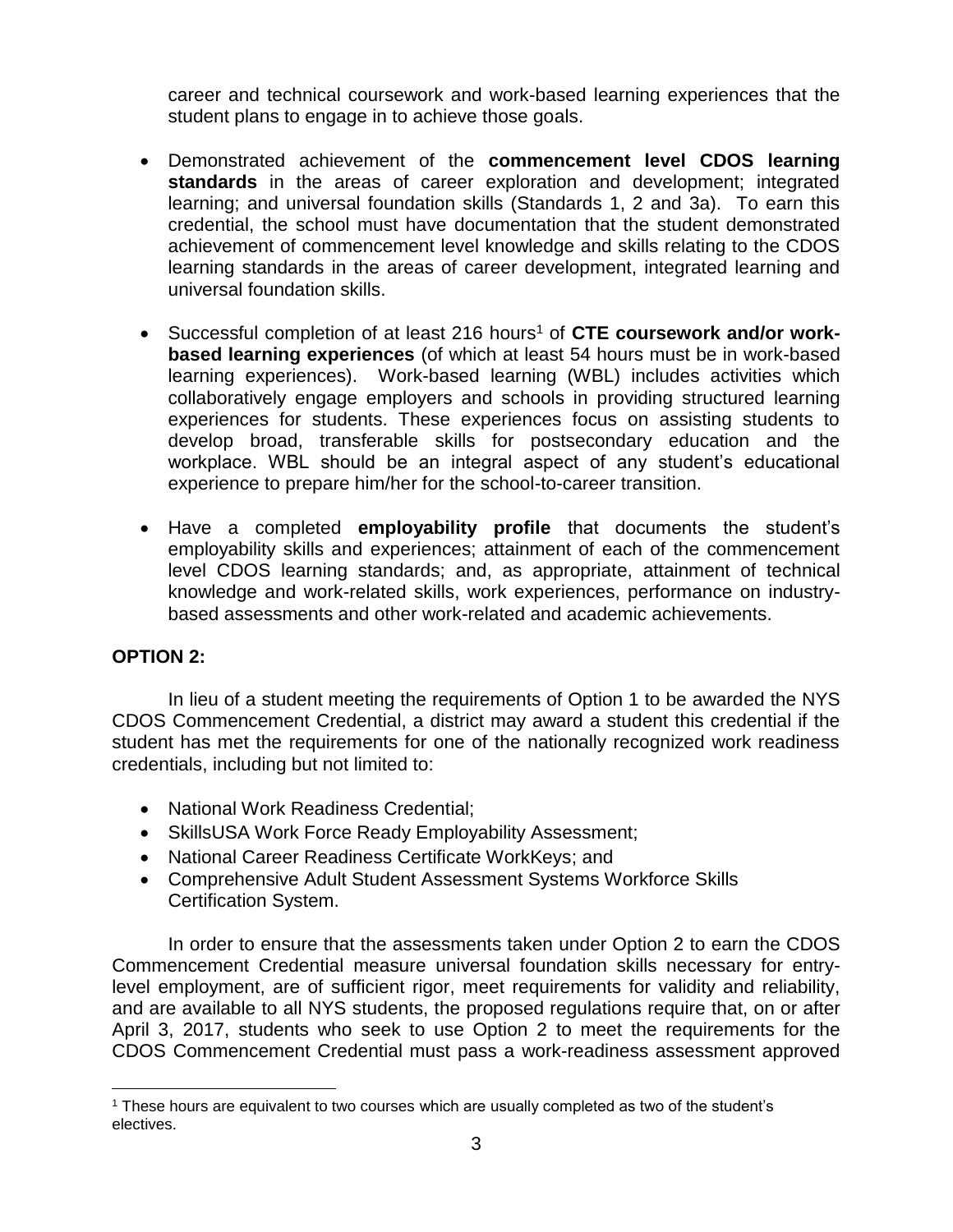career and technical coursework and work-based learning experiences that the student plans to engage in to achieve those goals.

- Demonstrated achievement of the **commencement level CDOS learning standards** in the areas of career exploration and development; integrated learning; and universal foundation skills (Standards 1, 2 and 3a). To earn this credential, the school must have documentation that the student demonstrated achievement of commencement level knowledge and skills relating to the CDOS learning standards in the areas of career development, integrated learning and universal foundation skills.

- Successful completion of at least 216 hours[1] of **CTE coursework and/or work-based learning experiences** (of which at least 54 hours must be in work-based learning experiences). Work-based learning (WBL) includes activities which collaboratively engage employers and schools in providing structured learning experiences for students. These experiences focus on assisting students to develop broad, transferable skills for postsecondary education and the workplace. WBL should be an integral aspect of any student's educational experience to prepare him/her for the school-to-career transition.

- Have a completed **employability profile** that documents the student's employability skills and experiences; attainment of each of the commencement level CDOS learning standards; and, as appropriate, attainment of technical knowledge and work-related skills, work experiences, performance on industry-based assessments and other work-related and academic achievements.

**OPTION 2:**

In lieu of a student meeting the requirements of Option 1 to be awarded the NYS CDOS Commencement Credential, a district may award a student this credential if the student has met the requirements for one of the nationally recognized work readiness credentials, including but not limited to:

- National Work Readiness Credential;
- SkillsUSA Work Force Ready Employability Assessment;
- National Career Readiness Certificate WorkKeys; and
- Comprehensive Adult Student Assessment Systems Workforce Skills Certification System.

In order to ensure that the assessments taken under Option 2 to earn the CDOS Commencement Credential measure universal foundation skills necessary for entry-level employment, are of sufficient rigor, meet requirements for validity and reliability, and are available to all NYS students, the proposed regulations require that, on or after April 3, 2017, students who seek to use Option 2 to meet the requirements for the CDOS Commencement Credential must pass a work-readiness assessment approved

[1] These hours are equivalent to two courses which are usually completed as two of the student's electives.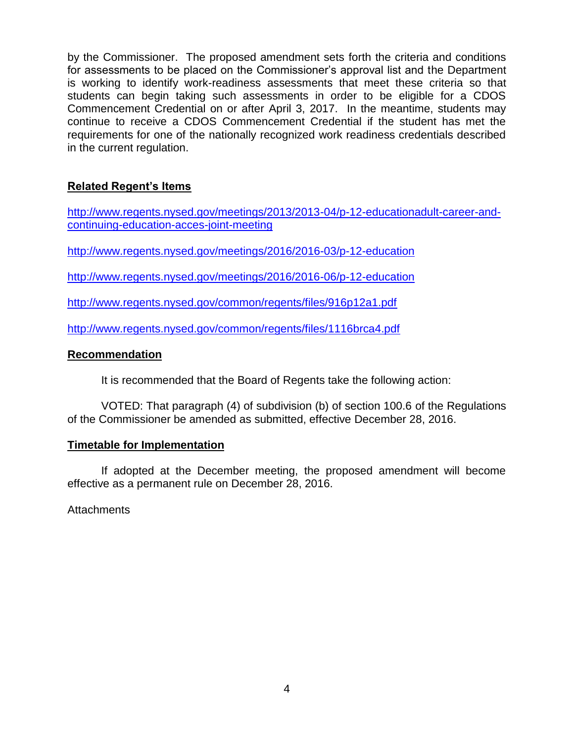by the Commissioner. The proposed amendment sets forth the criteria and conditions for assessments to be placed on the Commissioner's approval list and the Department is working to identify work-readiness assessments that meet these criteria so that students can begin taking such assessments in order to be eligible for a CDOS Commencement Credential on or after April 3, 2017. In the meantime, students may continue to receive a CDOS Commencement Credential if the student has met the requirements for one of the nationally recognized work readiness credentials described in the current regulation.

## Related Regent's Items

http://www.regents.nysed.gov/meetings/2013/2013-04/p-12-educationadult-career-and-continuing-education-acces-joint-meeting

http://www.regents.nysed.gov/meetings/2016/2016-03/p-12-education

http://www.regents.nysed.gov/meetings/2016/2016-06/p-12-education

http://www.regents.nysed.gov/common/regents/files/916p12a1.pdf

http://www.regents.nysed.gov/common/regents/files/1116brca4.pdf

## Recommendation

It is recommended that the Board of Regents take the following action:

VOTED: That paragraph (4) of subdivision (b) of section 100.6 of the Regulations of the Commissioner be amended as submitted, effective December 28, 2016.

## Timetable for Implementation

If adopted at the December meeting, the proposed amendment will become effective as a permanent rule on December 28, 2016.

Attachments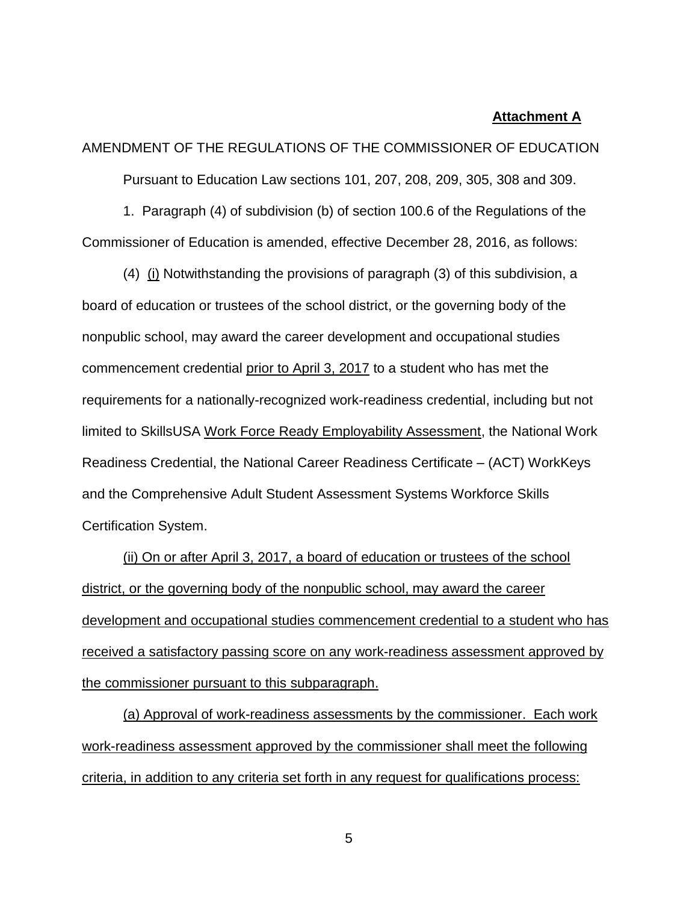**Attachment A**

AMENDMENT OF THE REGULATIONS OF THE COMMISSIONER OF EDUCATION

Pursuant to Education Law sections 101, 207, 208, 209, 305, 308 and 309.

1. Paragraph (4) of subdivision (b) of section 100.6 of the Regulations of the Commissioner of Education is amended, effective December 28, 2016, as follows:

(4) <u>(i)</u> Notwithstanding the provisions of paragraph (3) of this subdivision, a board of education or trustees of the school district, or the governing body of the nonpublic school, may award the career development and occupational studies commencement credential <u>prior to April 3, 2017</u> to a student who has met the requirements for a nationally-recognized work-readiness credential, including but not limited to SkillsUSA <u>Work Force Ready Employability Assessment</u>, the National Work Readiness Credential, the National Career Readiness Certificate – (ACT) WorkKeys and the Comprehensive Adult Student Assessment Systems Workforce Skills Certification System.

<u>(ii) On or after April 3, 2017, a board of education or trustees of the school district, or the governing body of the nonpublic school, may award the career development and occupational studies commencement credential to a student who has received a satisfactory passing score on any work-readiness assessment approved by the commissioner pursuant to this subparagraph.</u>

<u>(a) Approval of work-readiness assessments by the commissioner. Each work work-readiness assessment approved by the commissioner shall meet the following criteria, in addition to any criteria set forth in any request for qualifications process:</u>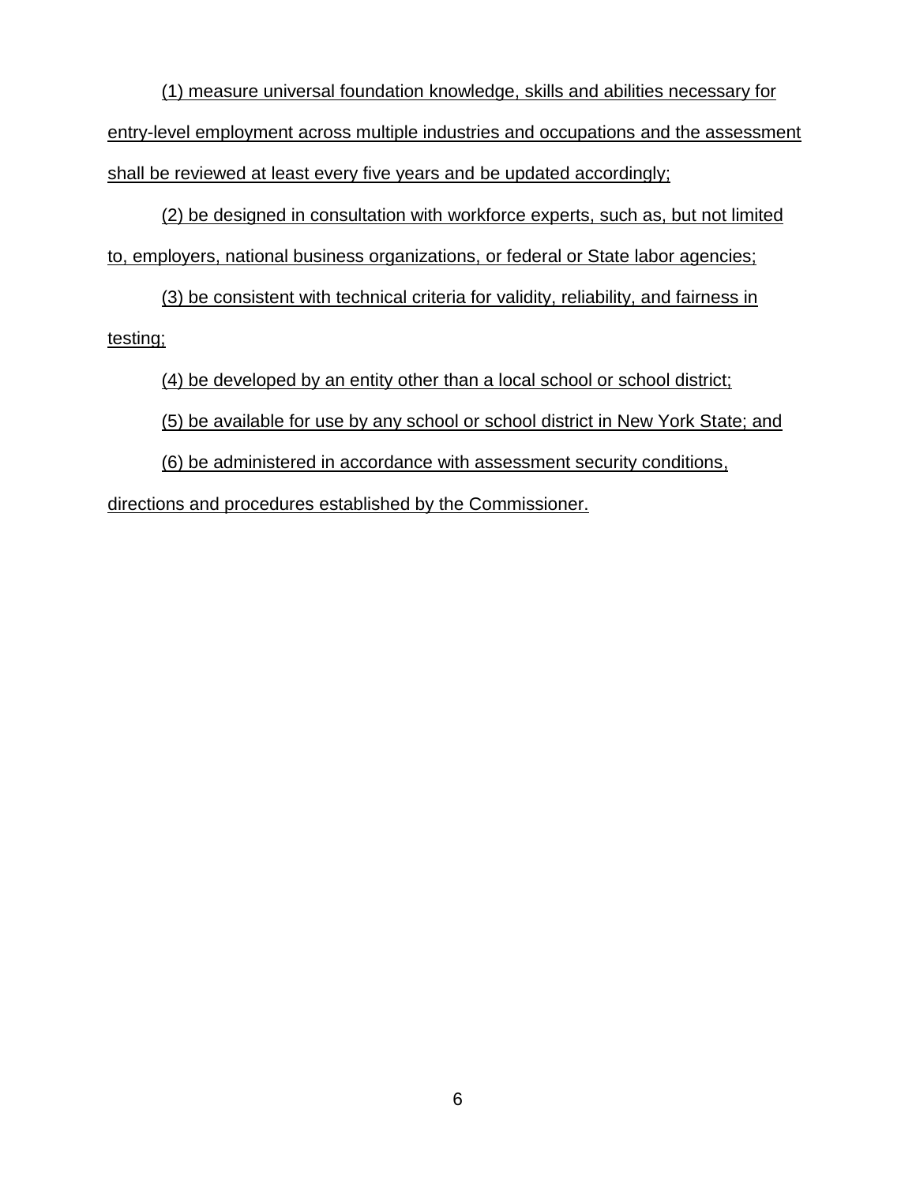(1) measure universal foundation knowledge, skills and abilities necessary for entry-level employment across multiple industries and occupations and the assessment shall be reviewed at least every five years and be updated accordingly;

(2) be designed in consultation with workforce experts, such as, but not limited to, employers, national business organizations, or federal or State labor agencies;

(3) be consistent with technical criteria for validity, reliability, and fairness in testing;

(4) be developed by an entity other than a local school or school district;

(5) be available for use by any school or school district in New York State; and

(6) be administered in accordance with assessment security conditions, directions and procedures established by the Commissioner.